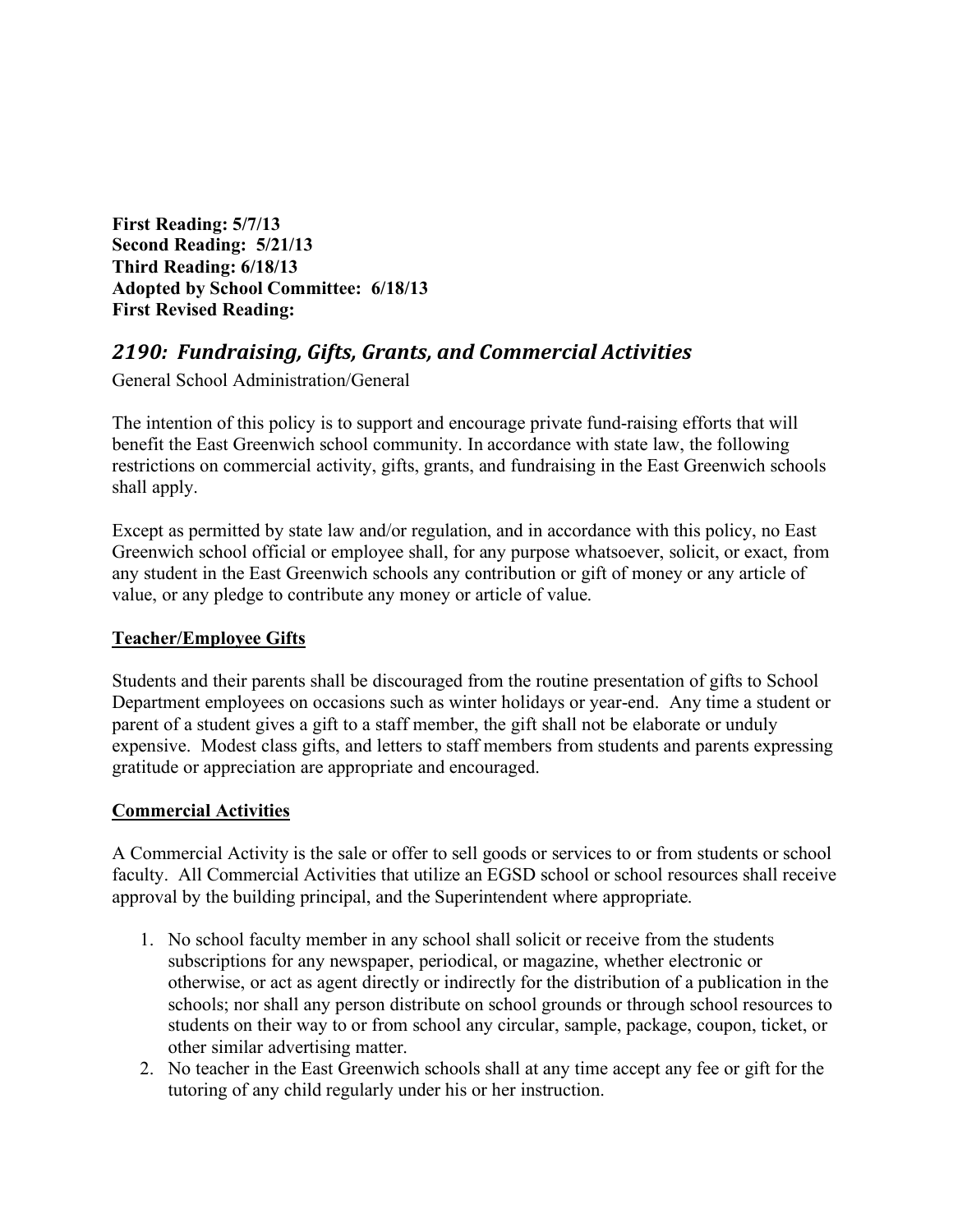**First Reading: 5/7/13**
**Second Reading: 5/21/13**
**Third Reading: 6/18/13**
**Adopted by School Committee: 6/18/13**
**First Revised Reading:**

## *2190: Fundraising, Gifts, Grants, and Commercial Activities*

General School Administration/General

The intention of this policy is to support and encourage private fund-raising efforts that will benefit the East Greenwich school community. In accordance with state law, the following restrictions on commercial activity, gifts, grants, and fundraising in the East Greenwich schools shall apply.

Except as permitted by state law and/or regulation, and in accordance with this policy, no East Greenwich school official or employee shall, for any purpose whatsoever, solicit, or exact, from any student in the East Greenwich schools any contribution or gift of money or any article of value, or any pledge to contribute any money or article of value.

### Teacher/Employee Gifts

Students and their parents shall be discouraged from the routine presentation of gifts to School Department employees on occasions such as winter holidays or year-end. Any time a student or parent of a student gives a gift to a staff member, the gift shall not be elaborate or unduly expensive. Modest class gifts, and letters to staff members from students and parents expressing gratitude or appreciation are appropriate and encouraged.

### Commercial Activities

A Commercial Activity is the sale or offer to sell goods or services to or from students or school faculty. All Commercial Activities that utilize an EGSD school or school resources shall receive approval by the building principal, and the Superintendent where appropriate.

1. No school faculty member in any school shall solicit or receive from the students subscriptions for any newspaper, periodical, or magazine, whether electronic or otherwise, or act as agent directly or indirectly for the distribution of a publication in the schools; nor shall any person distribute on school grounds or through school resources to students on their way to or from school any circular, sample, package, coupon, ticket, or other similar advertising matter.
2. No teacher in the East Greenwich schools shall at any time accept any fee or gift for the tutoring of any child regularly under his or her instruction.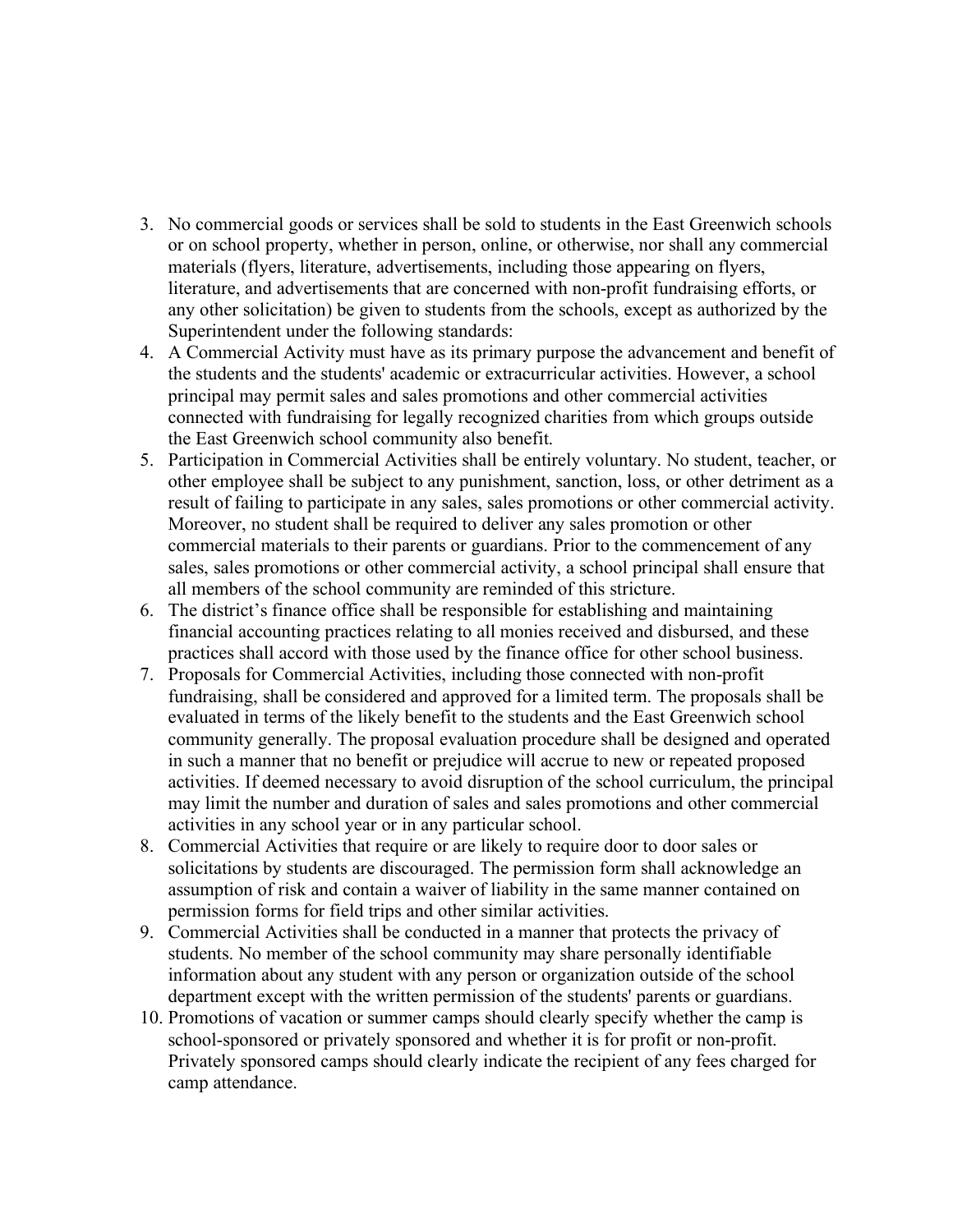3. No commercial goods or services shall be sold to students in the East Greenwich schools or on school property, whether in person, online, or otherwise, nor shall any commercial materials (flyers, literature, advertisements, including those appearing on flyers, literature, and advertisements that are concerned with non-profit fundraising efforts, or any other solicitation) be given to students from the schools, except as authorized by the Superintendent under the following standards:
4. A Commercial Activity must have as its primary purpose the advancement and benefit of the students and the students' academic or extracurricular activities. However, a school principal may permit sales and sales promotions and other commercial activities connected with fundraising for legally recognized charities from which groups outside the East Greenwich school community also benefit.
5. Participation in Commercial Activities shall be entirely voluntary. No student, teacher, or other employee shall be subject to any punishment, sanction, loss, or other detriment as a result of failing to participate in any sales, sales promotions or other commercial activity. Moreover, no student shall be required to deliver any sales promotion or other commercial materials to their parents or guardians. Prior to the commencement of any sales, sales promotions or other commercial activity, a school principal shall ensure that all members of the school community are reminded of this stricture.
6. The district's finance office shall be responsible for establishing and maintaining financial accounting practices relating to all monies received and disbursed, and these practices shall accord with those used by the finance office for other school business.
7. Proposals for Commercial Activities, including those connected with non-profit fundraising, shall be considered and approved for a limited term. The proposals shall be evaluated in terms of the likely benefit to the students and the East Greenwich school community generally. The proposal evaluation procedure shall be designed and operated in such a manner that no benefit or prejudice will accrue to new or repeated proposed activities. If deemed necessary to avoid disruption of the school curriculum, the principal may limit the number and duration of sales and sales promotions and other commercial activities in any school year or in any particular school.
8. Commercial Activities that require or are likely to require door to door sales or solicitations by students are discouraged. The permission form shall acknowledge an assumption of risk and contain a waiver of liability in the same manner contained on permission forms for field trips and other similar activities.
9. Commercial Activities shall be conducted in a manner that protects the privacy of students. No member of the school community may share personally identifiable information about any student with any person or organization outside of the school department except with the written permission of the students' parents or guardians.
10. Promotions of vacation or summer camps should clearly specify whether the camp is school-sponsored or privately sponsored and whether it is for profit or non-profit. Privately sponsored camps should clearly indicate the recipient of any fees charged for camp attendance.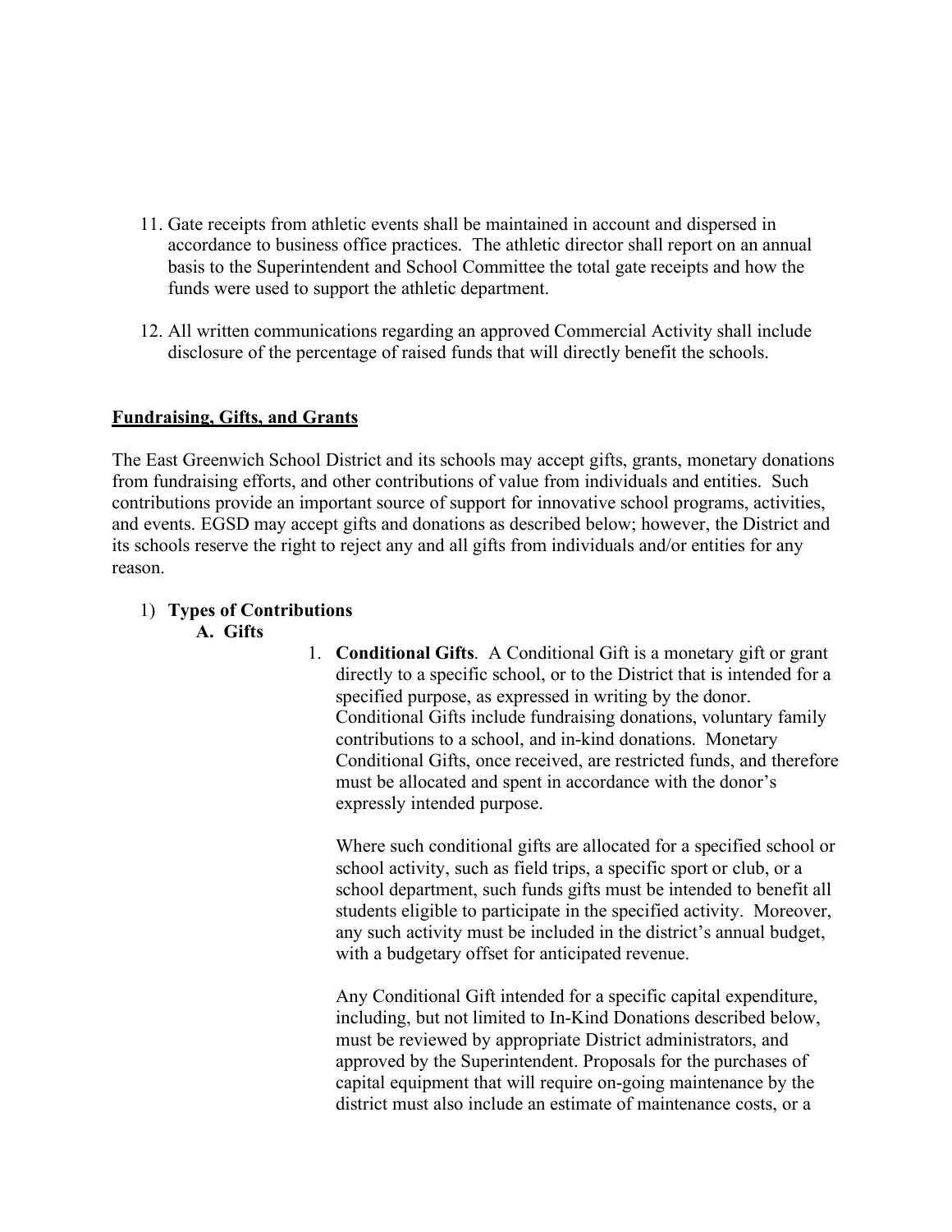11. Gate receipts from athletic events shall be maintained in account and dispersed in accordance to business office practices. The athletic director shall report on an annual basis to the Superintendent and School Committee the total gate receipts and how the funds were used to support the athletic department.

12. All written communications regarding an approved Commercial Activity shall include disclosure of the percentage of raised funds that will directly benefit the schools.

## Fundraising, Gifts, and Grants

The East Greenwich School District and its schools may accept gifts, grants, monetary donations from fundraising efforts, and other contributions of value from individuals and entities. Such contributions provide an important source of support for innovative school programs, activities, and events. EGSD may accept gifts and donations as described below; however, the District and its schools reserve the right to reject any and all gifts from individuals and/or entities for any reason.

1) **Types of Contributions**

   **A. Gifts**

   1. **Conditional Gifts**. A Conditional Gift is a monetary gift or grant directly to a specific school, or to the District that is intended for a specified purpose, as expressed in writing by the donor. Conditional Gifts include fundraising donations, voluntary family contributions to a school, and in-kind donations. Monetary Conditional Gifts, once received, are restricted funds, and therefore must be allocated and spent in accordance with the donor's expressly intended purpose.

      Where such conditional gifts are allocated for a specified school or school activity, such as field trips, a specific sport or club, or a school department, such funds gifts must be intended to benefit all students eligible to participate in the specified activity. Moreover, any such activity must be included in the district's annual budget, with a budgetary offset for anticipated revenue.

      Any Conditional Gift intended for a specific capital expenditure, including, but not limited to In-Kind Donations described below, must be reviewed by appropriate District administrators, and approved by the Superintendent. Proposals for the purchases of capital equipment that will require on-going maintenance by the district must also include an estimate of maintenance costs, or a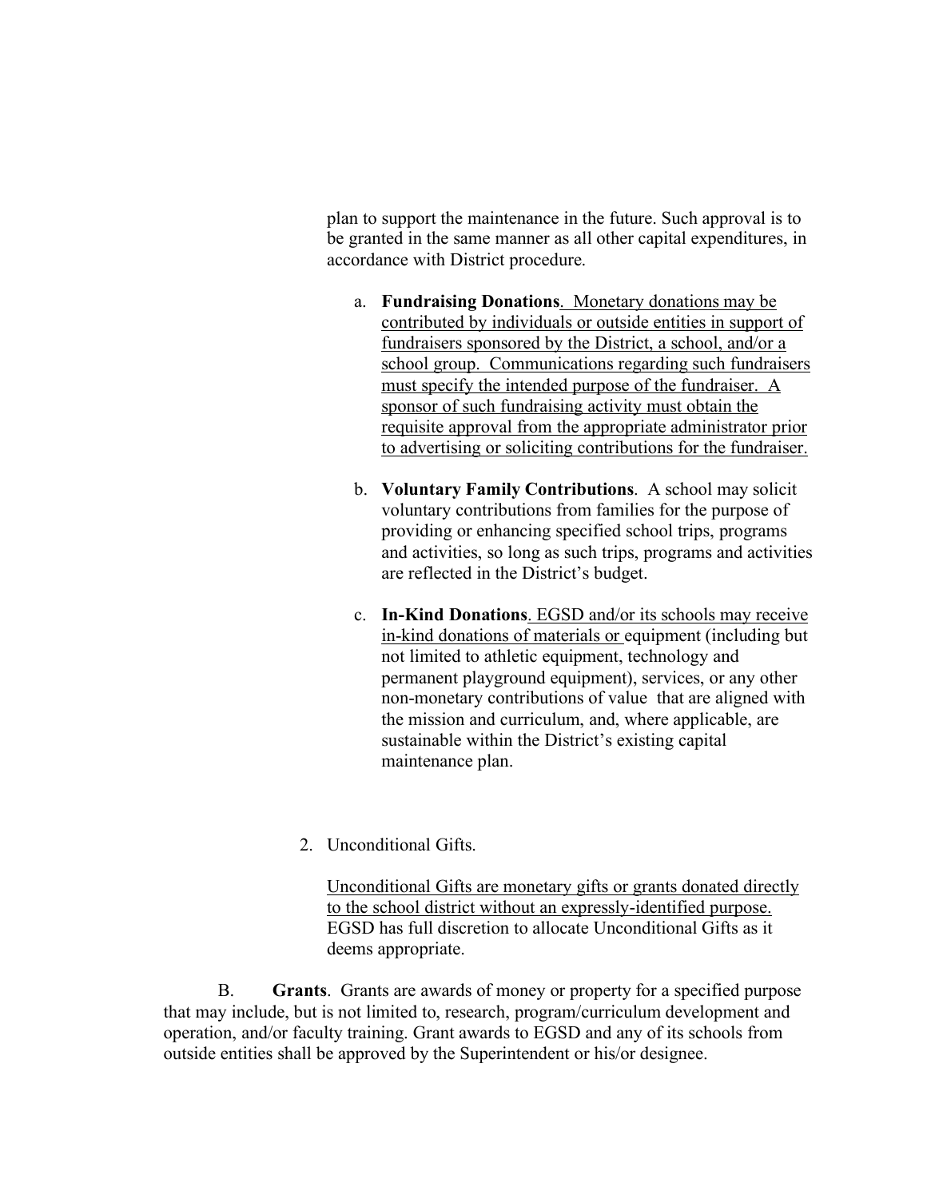plan to support the maintenance in the future. Such approval is to be granted in the same manner as all other capital expenditures, in accordance with District procedure.

a. **Fundraising Donations**. Monetary donations may be contributed by individuals or outside entities in support of fundraisers sponsored by the District, a school, and/or a school group. Communications regarding such fundraisers must specify the intended purpose of the fundraiser. A sponsor of such fundraising activity must obtain the requisite approval from the appropriate administrator prior to advertising or soliciting contributions for the fundraiser.

b. **Voluntary Family Contributions**. A school may solicit voluntary contributions from families for the purpose of providing or enhancing specified school trips, programs and activities, so long as such trips, programs and activities are reflected in the District's budget.

c. **In-Kind Donations**. EGSD and/or its schools may receive in-kind donations of materials or equipment (including but not limited to athletic equipment, technology and permanent playground equipment), services, or any other non-monetary contributions of value that are aligned with the mission and curriculum, and, where applicable, are sustainable within the District's existing capital maintenance plan.

2. Unconditional Gifts.

   Unconditional Gifts are monetary gifts or grants donated directly to the school district without an expressly-identified purpose. EGSD has full discretion to allocate Unconditional Gifts as it deems appropriate.

B. **Grants**. Grants are awards of money or property for a specified purpose that may include, but is not limited to, research, program/curriculum development and operation, and/or faculty training. Grant awards to EGSD and any of its schools from outside entities shall be approved by the Superintendent or his/or designee.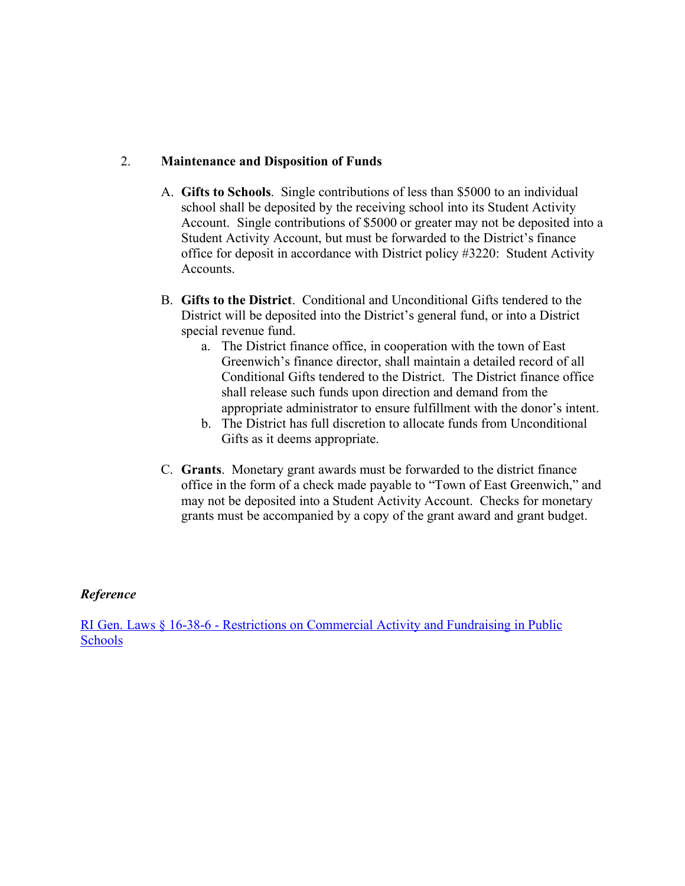2. **Maintenance and Disposition of Funds**

   A. **Gifts to Schools**. Single contributions of less than $5000 to an individual school shall be deposited by the receiving school into its Student Activity Account. Single contributions of $5000 or greater may not be deposited into a Student Activity Account, but must be forwarded to the District's finance office for deposit in accordance with District policy #3220: Student Activity Accounts.

   B. **Gifts to the District**. Conditional and Unconditional Gifts tendered to the District will be deposited into the District's general fund, or into a District special revenue fund.

      a. The District finance office, in cooperation with the town of East Greenwich's finance director, shall maintain a detailed record of all Conditional Gifts tendered to the District. The District finance office shall release such funds upon direction and demand from the appropriate administrator to ensure fulfillment with the donor's intent.

      b. The District has full discretion to allocate funds from Unconditional Gifts as it deems appropriate.

   C. **Grants**. Monetary grant awards must be forwarded to the district finance office in the form of a check made payable to "Town of East Greenwich," and may not be deposited into a Student Activity Account. Checks for monetary grants must be accompanied by a copy of the grant award and grant budget.

***Reference***

RI Gen. Laws § 16-38-6 - Restrictions on Commercial Activity and Fundraising in Public Schools